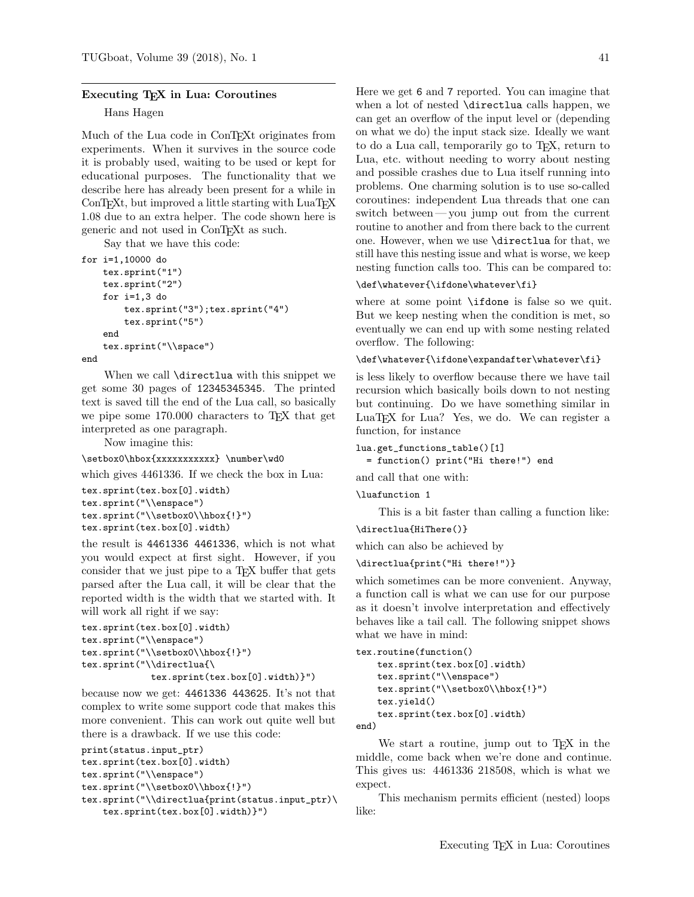## Executing TEX in Lua: Coroutines

Hans Hagen

Much of the Lua code in ConTEXt originates from experiments. When it survives in the source code it is probably used, waiting to be used or kept for educational purposes. The functionality that we describe here has already been present for a while in ConTEXt, but improved a little starting with LuaTEX 1.08 due to an extra helper. The code shown here is generic and not used in ConTEXt as such.

Say that we have this code:

```
for i=1,10000 do
    tex.sprint("1")
    tex.sprint("2")
    for i=1,3 do
        tex.sprint("3");tex.sprint("4")
        tex.sprint("5")
    end
    tex.sprint("\\space")
end
```

When we call `\directlua` with this snippet we get some 30 pages of `12345345345`. The printed text is saved till the end of the Lua call, so basically we pipe some 170.000 characters to TEX that get interpreted as one paragraph.

Now imagine this:

```
\setbox0\hbox{xxxxxxxxxxx} \number\wd0
```

which gives 4461336. If we check the box in Lua:

```
tex.sprint(tex.box[0].width)
tex.sprint("\\enspace")
tex.sprint("\\setbox0\\hbox{!}")
tex.sprint(tex.box[0].width)
```

the result is `4461336 4461336`, which is not what you would expect at first sight. However, if you consider that we just pipe to a TEX buffer that gets parsed after the Lua call, it will be clear that the reported width is the width that we started with. It will work all right if we say:

```
tex.sprint(tex.box[0].width)
tex.sprint("\\enspace")
tex.sprint("\\setbox0\\hbox{!}")
tex.sprint("\\directlua{\
            tex.sprint(tex.box[0].width)}")
```

because now we get: `4461336 443625`. It's not that complex to write some support code that makes this more convenient. This can work out quite well but there is a drawback. If we use this code:

```
print(status.input_ptr)
tex.sprint(tex.box[0].width)
tex.sprint("\\enspace")
tex.sprint("\\setbox0\\hbox{!}")
tex.sprint("\\directlua{print(status.input_ptr)\
    tex.sprint(tex.box[0].width)}")
```

Here we get `6` and `7` reported. You can imagine that when a lot of nested `\directlua` calls happen, we can get an overflow of the input level or (depending on what we do) the input stack size. Ideally we want to do a Lua call, temporarily go to TEX, return to Lua, etc. without needing to worry about nesting and possible crashes due to Lua itself running into problems. One charming solution is to use so-called coroutines: independent Lua threads that one can switch between — you jump out from the current routine to another and from there back to the current one. However, when we use `\directlua` for that, we still have this nesting issue and what is worse, we keep nesting function calls too. This can be compared to:

```
\def\whatever{\ifdone\whatever\fi}
```

where at some point `\ifdone` is false so we quit. But we keep nesting when the condition is met, so eventually we can end up with some nesting related overflow. The following:

```
\def\whatever{\ifdone\expandafter\whatever\fi}
```

is less likely to overflow because there we have tail recursion which basically boils down to not nesting but continuing. Do we have something similar in LuaTEX for Lua? Yes, we do. We can register a function, for instance

```
lua.get_functions_table()[1]
  = function() print("Hi there!") end
```

and call that one with:

```
\luafunction 1
```

This is a bit faster than calling a function like:

```
\directlua{HiThere()}
```

which can also be achieved by

```
\directlua{print("Hi there!")}
```

which sometimes can be more convenient. Anyway, a function call is what we can use for our purpose as it doesn't involve interpretation and effectively behaves like a tail call. The following snippet shows what we have in mind:

```
tex.routine(function()
    tex.sprint(tex.box[0].width)
    tex.sprint("\\enspace")
    tex.sprint("\\setbox0\\hbox{!}")
    tex.yield()
    tex.sprint(tex.box[0].width)
end)
```

We start a routine, jump out to TEX in the middle, come back when we're done and continue. This gives us: 4461336 218508, which is what we expect.

This mechanism permits efficient (nested) loops like: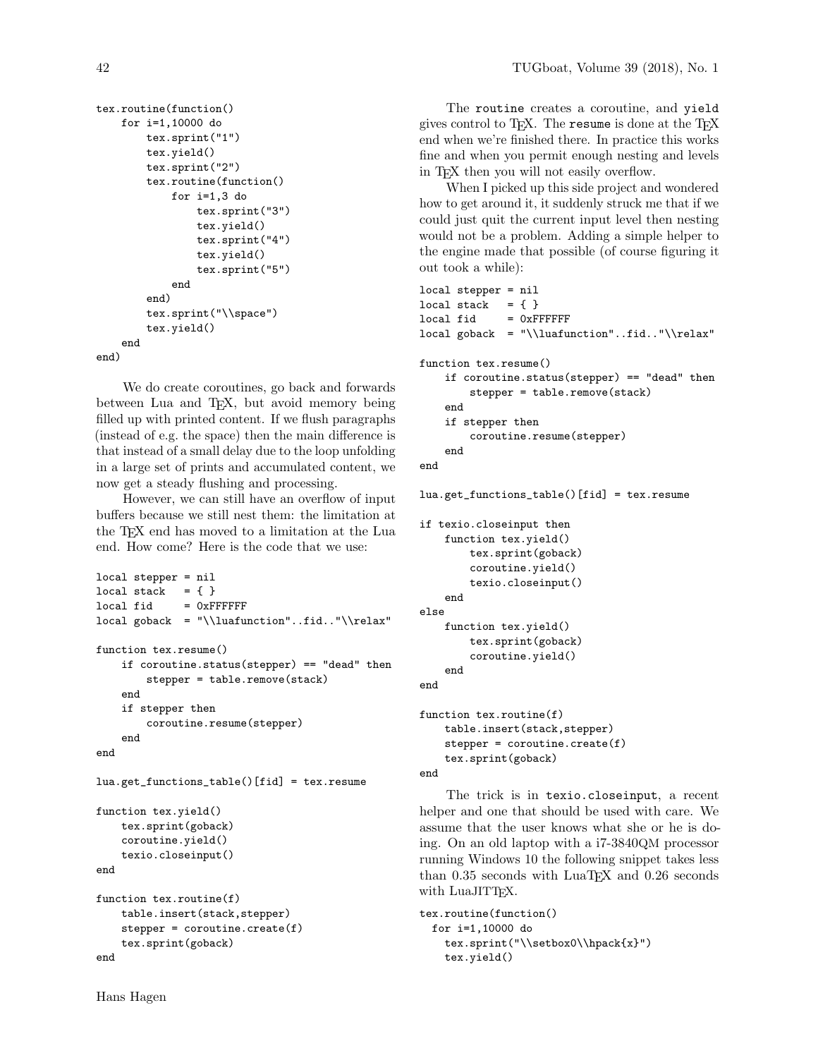```
tex.routine(function()
    for i=1,10000 do
        tex.sprint("1")
        tex.yield()
        tex.sprint("2")
        tex.routine(function()
            for i=1,3 do
                tex.sprint("3")
                tex.yield()
                tex.sprint("4")
                tex.yield()
                tex.sprint("5")
            end
        end)
        tex.sprint("\\space")
        tex.yield()
    end
end)
```

We do create coroutines, go back and forwards between Lua and TeX, but avoid memory being filled up with printed content. If we flush paragraphs (instead of e.g. the space) then the main difference is that instead of a small delay due to the loop unfolding in a large set of prints and accumulated content, we now get a steady flushing and processing.

However, we can still have an overflow of input buffers because we still nest them: the limitation at the TeX end has moved to a limitation at the Lua end. How come? Here is the code that we use:

```
local stepper = nil
local stack   = { }
local fid     = 0xFFFFFF
local goback  = "\\luafunction"..fid.."\\relax"

function tex.resume()
    if coroutine.status(stepper) == "dead" then
        stepper = table.remove(stack)
    end
    if stepper then
        coroutine.resume(stepper)
    end
end

lua.get_functions_table()[fid] = tex.resume

function tex.yield()
    tex.sprint(goback)
    coroutine.yield()
    texio.closeinput()
end

function tex.routine(f)
    table.insert(stack,stepper)
    stepper = coroutine.create(f)
    tex.sprint(goback)
end
```

The `routine` creates a coroutine, and `yield` gives control to TeX. The `resume` is done at the TeX end when we're finished there. In practice this works fine and when you permit enough nesting and levels in TeX then you will not easily overflow.

When I picked up this side project and wondered how to get around it, it suddenly struck me that if we could just quit the current input level then nesting would not be a problem. Adding a simple helper to the engine made that possible (of course figuring it out took a while):

```
local stepper = nil
local stack   = { }
local fid     = 0xFFFFFF
local goback  = "\\luafunction"..fid.."\\relax"

function tex.resume()
    if coroutine.status(stepper) == "dead" then
        stepper = table.remove(stack)
    end
    if stepper then
        coroutine.resume(stepper)
    end
end

lua.get_functions_table()[fid] = tex.resume

if texio.closeinput then
    function tex.yield()
        tex.sprint(goback)
        coroutine.yield()
        texio.closeinput()
    end
else
    function tex.yield()
        tex.sprint(goback)
        coroutine.yield()
    end
end

function tex.routine(f)
    table.insert(stack,stepper)
    stepper = coroutine.create(f)
    tex.sprint(goback)
end
```

The trick is in `texio.closeinput`, a recent helper and one that should be used with care. We assume that the user knows what she or he is doing. On an old laptop with a i7-3840QM processor running Windows 10 the following snippet takes less than 0.35 seconds with LuaTeX and 0.26 seconds with LuaJITTeX.

```
tex.routine(function()
  for i=1,10000 do
    tex.sprint("\\setbox0\\hpack{x}")
    tex.yield()
```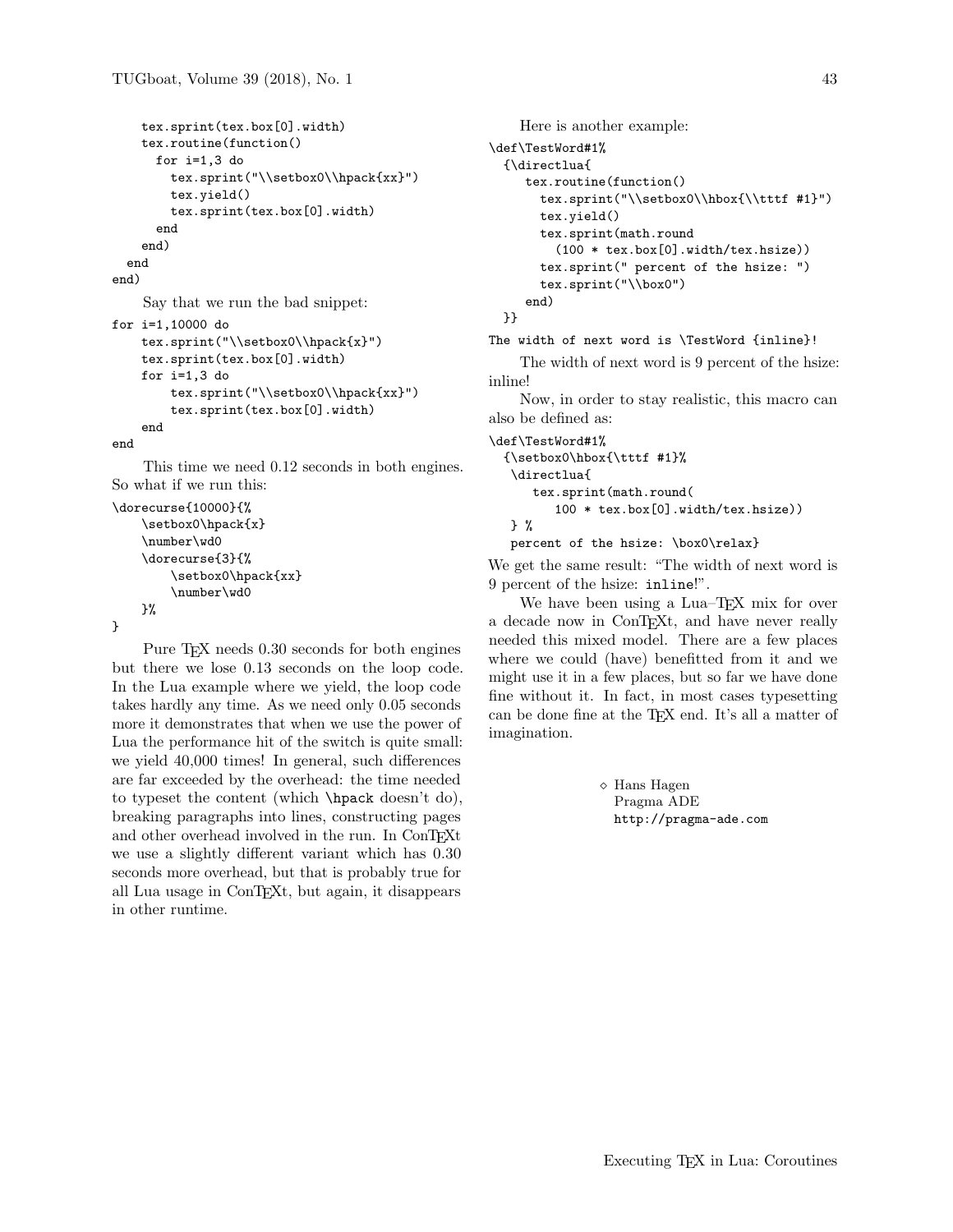```
    tex.sprint(tex.box[0].width)
    tex.routine(function()
      for i=1,3 do
        tex.sprint("\\setbox0\\hpack{xx}")
        tex.yield()
        tex.sprint(tex.box[0].width)
      end
    end)
  end
end)
```

Say that we run the bad snippet:

```
for i=1,10000 do
    tex.sprint("\\setbox0\\hpack{x}")
    tex.sprint(tex.box[0].width)
    for i=1,3 do
        tex.sprint("\\setbox0\\hpack{xx}")
        tex.sprint(tex.box[0].width)
    end
end
```

This time we need 0.12 seconds in both engines. So what if we run this:

```
\dorecurse{10000}{%
    \setbox0\hpack{x}
    \number\wd0
    \dorecurse{3}{%
        \setbox0\hpack{xx}
        \number\wd0
    }%
}
```

Pure TeX needs 0.30 seconds for both engines but there we lose 0.13 seconds on the loop code. In the Lua example where we yield, the loop code takes hardly any time. As we need only 0.05 seconds more it demonstrates that when we use the power of Lua the performance hit of the switch is quite small: we yield 40,000 times! In general, such differences are far exceeded by the overhead: the time needed to typeset the content (which `\hpack` doesn't do), breaking paragraphs into lines, constructing pages and other overhead involved in the run. In ConTeXt we use a slightly different variant which has 0.30 seconds more overhead, but that is probably true for all Lua usage in ConTeXt, but again, it disappears in other runtime.

Here is another example:

```
\def\TestWord#1%
  {\directlua{
     tex.routine(function()
       tex.sprint("\\setbox0\\hbox{\\tttf #1}")
       tex.yield()
       tex.sprint(math.round
         (100 * tex.box[0].width/tex.hsize))
       tex.sprint(" percent of the hsize: ")
       tex.sprint("\\box0")
     end)
  }}
```

```
The width of next word is \TestWord {inline}!
```

The width of next word is 9 percent of the hsize: inline!

Now, in order to stay realistic, this macro can also be defined as:

```
\def\TestWord#1%
  {\setbox0\hbox{\tttf #1}%
   \directlua{
      tex.sprint(math.round(
         100 * tex.box[0].width/tex.hsize))
   } %
   percent of the hsize: \box0\relax}
```

We get the same result: "The width of next word is 9 percent of the hsize: `inline`!".

We have been using a Lua–TeX mix for over a decade now in ConTeXt, and have never really needed this mixed model. There are a few places where we could (have) benefitted from it and we might use it in a few places, but so far we have done fine without it. In fact, in most cases typesetting can be done fine at the TeX end. It's all a matter of imagination.

◇ Hans Hagen  
Pragma ADE  
`http://pragma-ade.com`